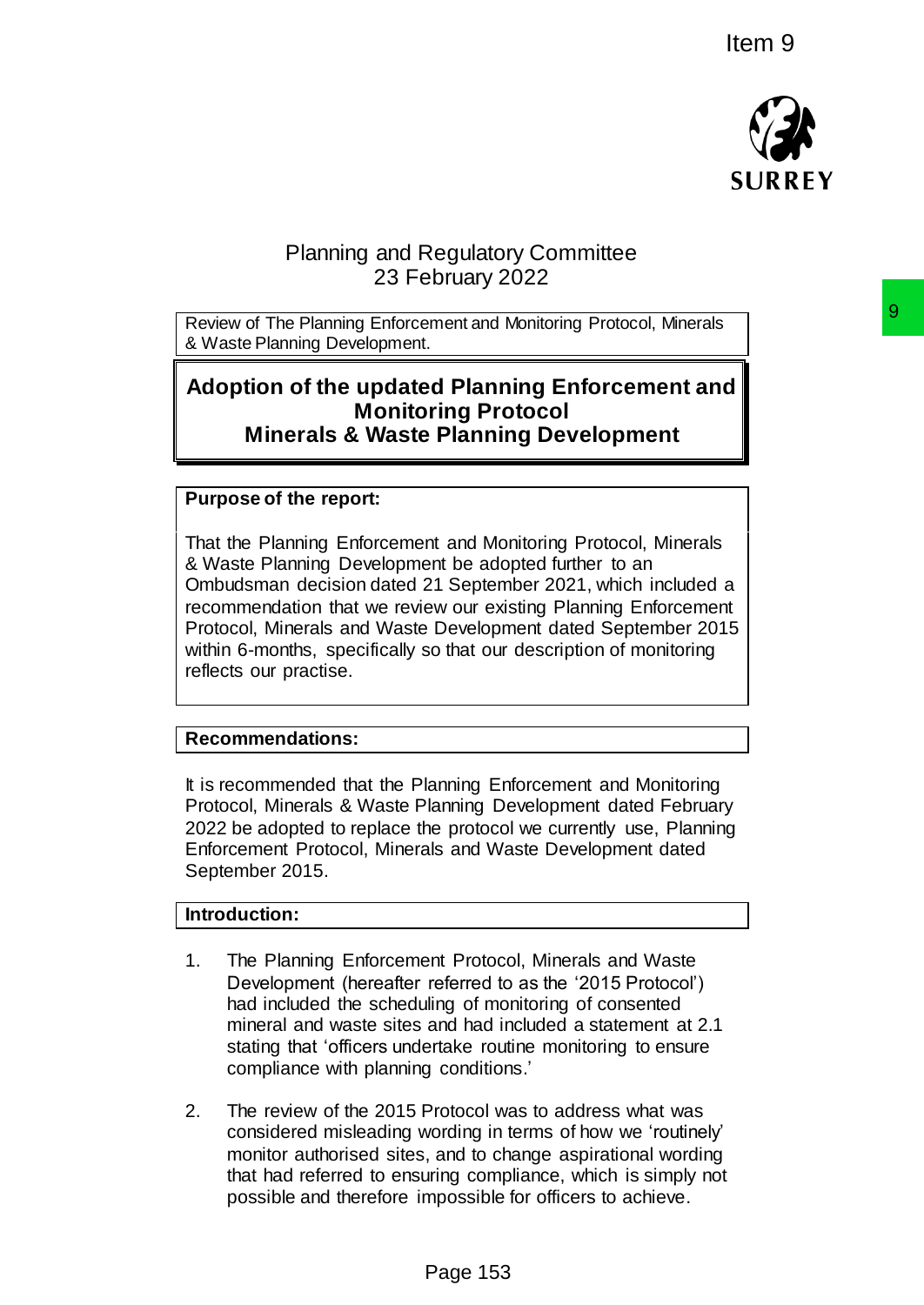Item 9

# Planning and Regulatory Committee
23 February 2022

Review of The Planning Enforcement and Monitoring Protocol, Minerals & Waste Planning Development.

## Adoption of the updated Planning Enforcement and Monitoring Protocol Minerals & Waste Planning Development

**Purpose of the report:**

That the Planning Enforcement and Monitoring Protocol, Minerals & Waste Planning Development be adopted further to an Ombudsman decision dated 21 September 2021, which included a recommendation that we review our existing Planning Enforcement Protocol, Minerals and Waste Development dated September 2015 within 6-months, specifically so that our description of monitoring reflects our practise.

**Recommendations:**

It is recommended that the Planning Enforcement and Monitoring Protocol, Minerals & Waste Planning Development dated February 2022 be adopted to replace the protocol we currently use, Planning Enforcement Protocol, Minerals and Waste Development dated September 2015.

**Introduction:**

1. The Planning Enforcement Protocol, Minerals and Waste Development (hereafter referred to as the '2015 Protocol') had included the scheduling of monitoring of consented mineral and waste sites and had included a statement at 2.1 stating that 'officers undertake routine monitoring to ensure compliance with planning conditions.'

2. The review of the 2015 Protocol was to address what was considered misleading wording in terms of how we 'routinely' monitor authorised sites, and to change aspirational wording that had referred to ensuring compliance, which is simply not possible and therefore impossible for officers to achieve.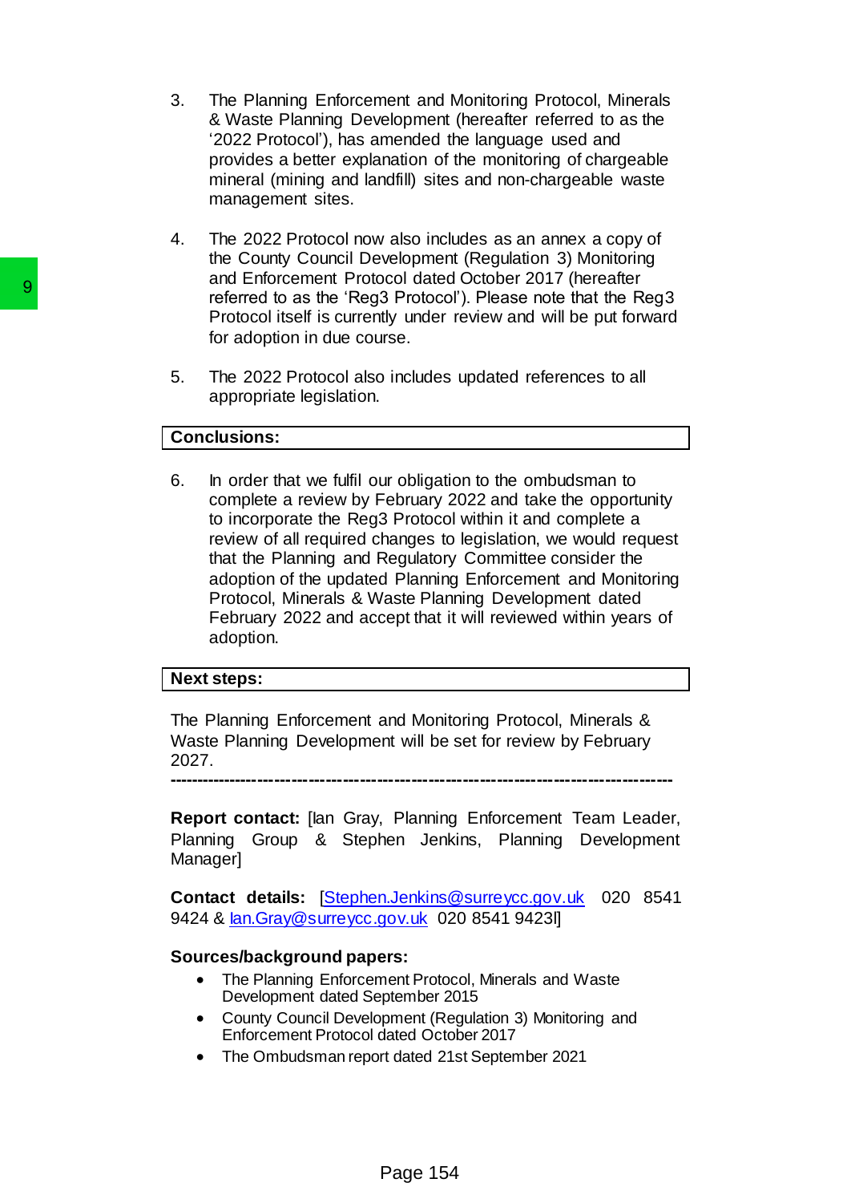3. The Planning Enforcement and Monitoring Protocol, Minerals & Waste Planning Development (hereafter referred to as the '2022 Protocol'), has amended the language used and provides a better explanation of the monitoring of chargeable mineral (mining and landfill) sites and non-chargeable waste management sites.

4. The 2022 Protocol now also includes as an annex a copy of the County Council Development (Regulation 3) Monitoring and Enforcement Protocol dated October 2017 (hereafter referred to as the 'Reg3 Protocol'). Please note that the Reg3 Protocol itself is currently under review and will be put forward for adoption in due course.

5. The 2022 Protocol also includes updated references to all appropriate legislation.

**Conclusions:**

6. In order that we fulfil our obligation to the ombudsman to complete a review by February 2022 and take the opportunity to incorporate the Reg3 Protocol within it and complete a review of all required changes to legislation, we would request that the Planning and Regulatory Committee consider the adoption of the updated Planning Enforcement and Monitoring Protocol, Minerals & Waste Planning Development dated February 2022 and accept that it will reviewed within years of adoption.

**Next steps:**

The Planning Enforcement and Monitoring Protocol, Minerals & Waste Planning Development will be set for review by February 2027.

---

**Report contact:** [Ian Gray, Planning Enforcement Team Leader, Planning Group & Stephen Jenkins, Planning Development Manager]

**Contact details:** [Stephen.Jenkins@surreycc.gov.uk 020 8541 9424 & Ian.Gray@surreycc.gov.uk 020 8541 9423l]

**Sources/background papers:**

- The Planning Enforcement Protocol, Minerals and Waste Development dated September 2015
- County Council Development (Regulation 3) Monitoring and Enforcement Protocol dated October 2017
- The Ombudsman report dated 21st September 2021